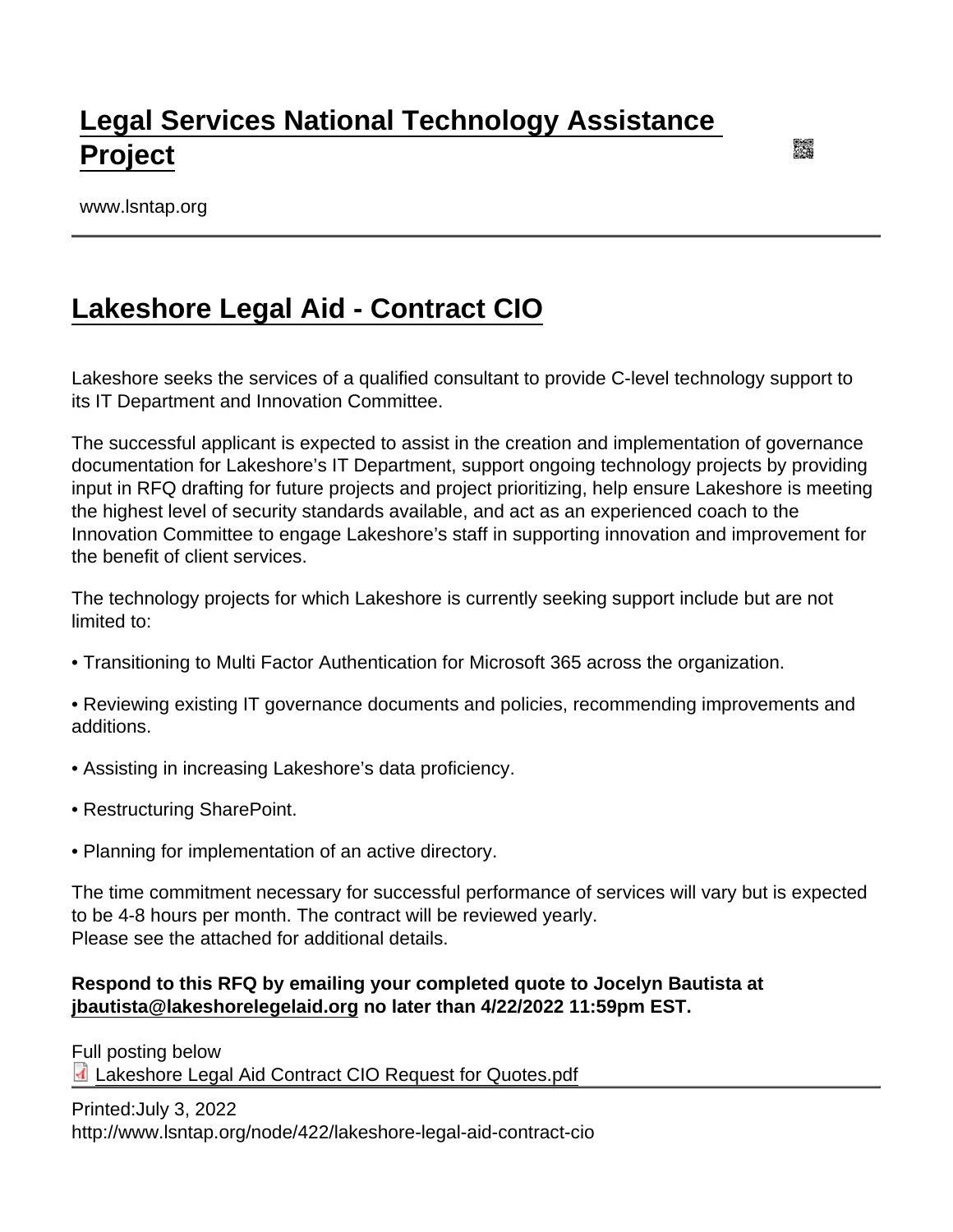# Legal Services National Technology Assistance Project

www.lsntap.org

## Lakeshore Legal Aid - Contract CIO

Lakeshore seeks the services of a qualified consultant to provide C-level technology support to its IT Department and Innovation Committee.

The successful applicant is expected to assist in the creation and implementation of governance documentation for Lakeshore's IT Department, support ongoing technology projects by providing input in RFQ drafting for future projects and project prioritizing, help ensure Lakeshore is meeting the highest level of security standards available, and act as an experienced coach to the Innovation Committee to engage Lakeshore's staff in supporting innovation and improvement for the benefit of client services.

The technology projects for which Lakeshore is currently seeking support include but are not limited to:

• Transitioning to Multi Factor Authentication for Microsoft 365 across the organization.

• Reviewing existing IT governance documents and policies, recommending improvements and additions.

• Assisting in increasing Lakeshore's data proficiency.

• Restructuring SharePoint.

• Planning for implementation of an active directory.

The time commitment necessary for successful performance of services will vary but is expected to be 4-8 hours per month. The contract will be reviewed yearly.
Please see the attached for additional details.

**Respond to this RFQ by emailing your completed quote to Jocelyn Bautista at jbautista@lakeshorelegelaid.org no later than 4/22/2022 11:59pm EST.**

Full posting below
Lakeshore Legal Aid Contract CIO Request for Quotes.pdf

Printed:July 3, 2022
http://www.lsntap.org/node/422/lakeshore-legal-aid-contract-cio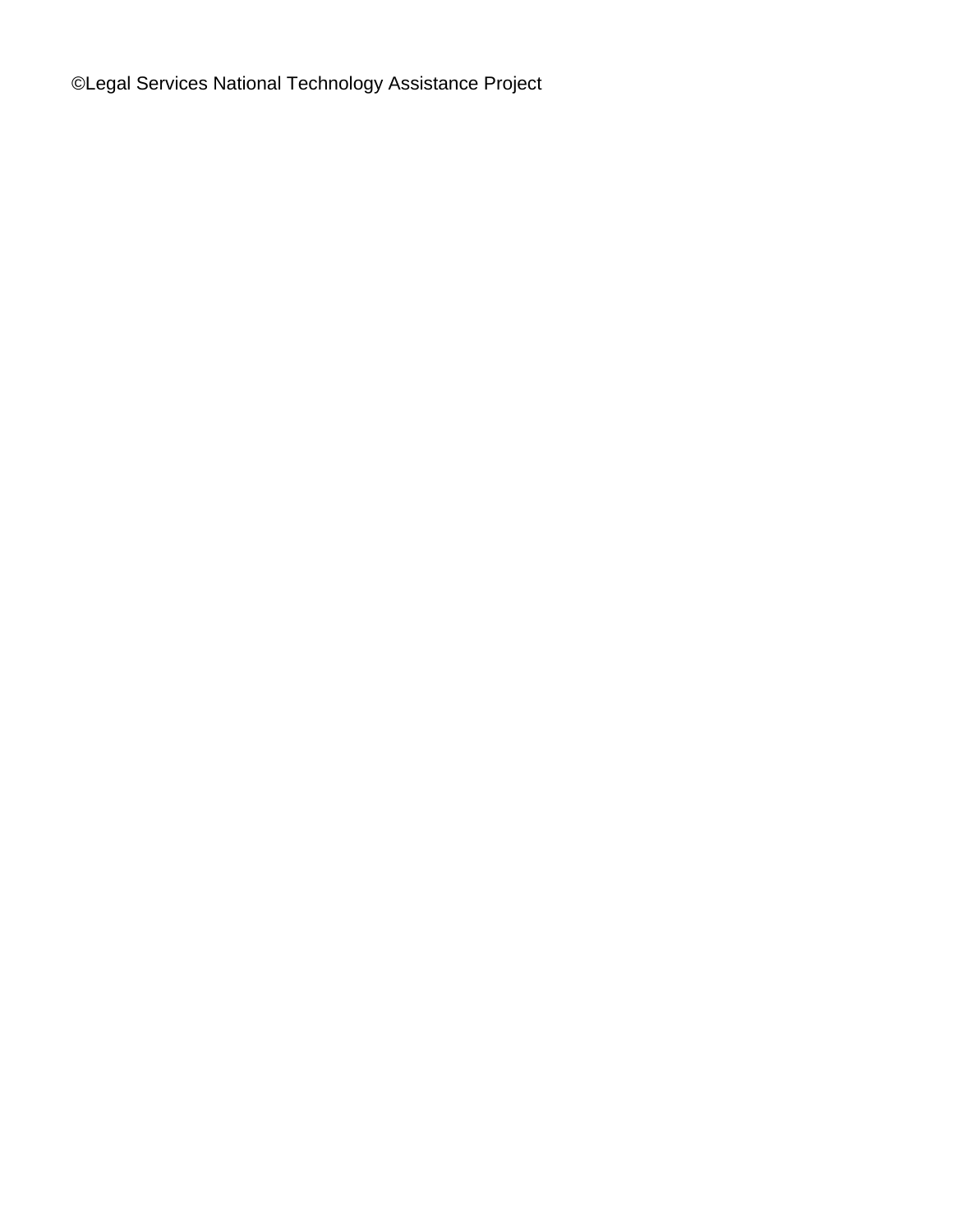©Legal Services National Technology Assistance Project